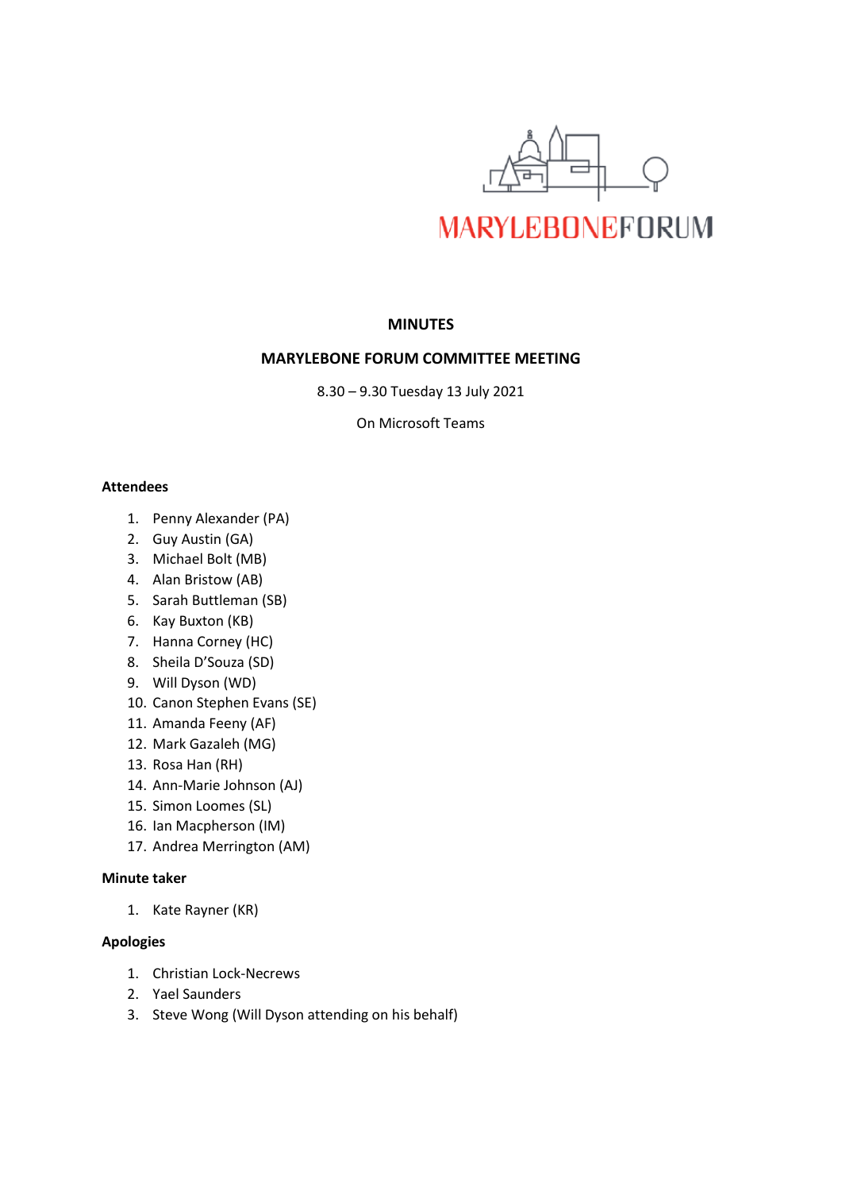MARYLEBONEFORUM

# MINUTES

## MARYLEBONE FORUM COMMITTEE MEETING

8.30 – 9.30 Tuesday 13 July 2021

On Microsoft Teams

**Attendees**

1. Penny Alexander (PA)
2. Guy Austin (GA)
3. Michael Bolt (MB)
4. Alan Bristow (AB)
5. Sarah Buttleman (SB)
6. Kay Buxton (KB)
7. Hanna Corney (HC)
8. Sheila D'Souza (SD)
9. Will Dyson (WD)
10. Canon Stephen Evans (SE)
11. Amanda Feeny (AF)
12. Mark Gazaleh (MG)
13. Rosa Han (RH)
14. Ann-Marie Johnson (AJ)
15. Simon Loomes (SL)
16. Ian Macpherson (IM)
17. Andrea Merrington (AM)

**Minute taker**

1. Kate Rayner (KR)

**Apologies**

1. Christian Lock-Necrews
2. Yael Saunders
3. Steve Wong (Will Dyson attending on his behalf)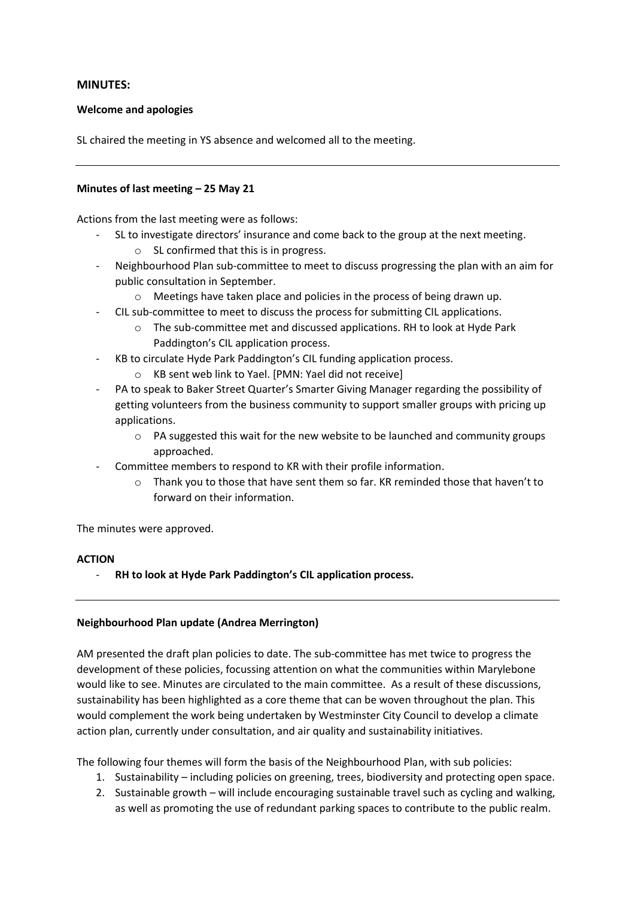## MINUTES:

### Welcome and apologies

SL chaired the meeting in YS absence and welcomed all to the meeting.

---

### Minutes of last meeting – 25 May 21

Actions from the last meeting were as follows:

- SL to investigate directors' insurance and come back to the group at the next meeting.
  - SL confirmed that this is in progress.
- Neighbourhood Plan sub-committee to meet to discuss progressing the plan with an aim for public consultation in September.
  - Meetings have taken place and policies in the process of being drawn up.
- CIL sub-committee to meet to discuss the process for submitting CIL applications.
  - The sub-committee met and discussed applications. RH to look at Hyde Park Paddington's CIL application process.
- KB to circulate Hyde Park Paddington's CIL funding application process.
  - KB sent web link to Yael. [PMN: Yael did not receive]
- PA to speak to Baker Street Quarter's Smarter Giving Manager regarding the possibility of getting volunteers from the business community to support smaller groups with pricing up applications.
  - PA suggested this wait for the new website to be launched and community groups approached.
- Committee members to respond to KR with their profile information.
  - Thank you to those that have sent them so far. KR reminded those that haven't to forward on their information.

The minutes were approved.

**ACTION**

- **RH to look at Hyde Park Paddington's CIL application process.**

---

### Neighbourhood Plan update (Andrea Merrington)

AM presented the draft plan policies to date. The sub-committee has met twice to progress the development of these policies, focussing attention on what the communities within Marylebone would like to see. Minutes are circulated to the main committee. As a result of these discussions, sustainability has been highlighted as a core theme that can be woven throughout the plan. This would complement the work being undertaken by Westminster City Council to develop a climate action plan, currently under consultation, and air quality and sustainability initiatives.

The following four themes will form the basis of the Neighbourhood Plan, with sub policies:

1. Sustainability – including policies on greening, trees, biodiversity and protecting open space.
2. Sustainable growth – will include encouraging sustainable travel such as cycling and walking, as well as promoting the use of redundant parking spaces to contribute to the public realm.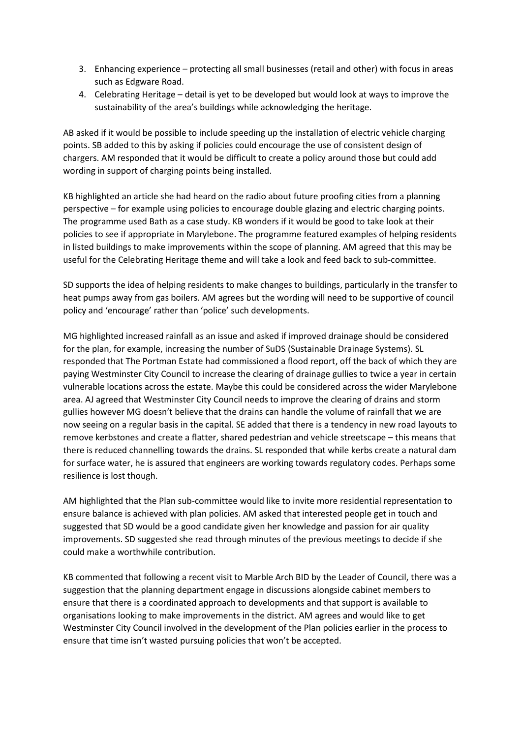3. Enhancing experience – protecting all small businesses (retail and other) with focus in areas such as Edgware Road.
4. Celebrating Heritage – detail is yet to be developed but would look at ways to improve the sustainability of the area's buildings while acknowledging the heritage.

AB asked if it would be possible to include speeding up the installation of electric vehicle charging points. SB added to this by asking if policies could encourage the use of consistent design of chargers. AM responded that it would be difficult to create a policy around those but could add wording in support of charging points being installed.

KB highlighted an article she had heard on the radio about future proofing cities from a planning perspective – for example using policies to encourage double glazing and electric charging points. The programme used Bath as a case study. KB wonders if it would be good to take look at their policies to see if appropriate in Marylebone. The programme featured examples of helping residents in listed buildings to make improvements within the scope of planning. AM agreed that this may be useful for the Celebrating Heritage theme and will take a look and feed back to sub-committee.

SD supports the idea of helping residents to make changes to buildings, particularly in the transfer to heat pumps away from gas boilers. AM agrees but the wording will need to be supportive of council policy and 'encourage' rather than 'police' such developments.

MG highlighted increased rainfall as an issue and asked if improved drainage should be considered for the plan, for example, increasing the number of SuDS (Sustainable Drainage Systems). SL responded that The Portman Estate had commissioned a flood report, off the back of which they are paying Westminster City Council to increase the clearing of drainage gullies to twice a year in certain vulnerable locations across the estate. Maybe this could be considered across the wider Marylebone area. AJ agreed that Westminster City Council needs to improve the clearing of drains and storm gullies however MG doesn't believe that the drains can handle the volume of rainfall that we are now seeing on a regular basis in the capital. SE added that there is a tendency in new road layouts to remove kerbstones and create a flatter, shared pedestrian and vehicle streetscape – this means that there is reduced channelling towards the drains. SL responded that while kerbs create a natural dam for surface water, he is assured that engineers are working towards regulatory codes. Perhaps some resilience is lost though.

AM highlighted that the Plan sub-committee would like to invite more residential representation to ensure balance is achieved with plan policies. AM asked that interested people get in touch and suggested that SD would be a good candidate given her knowledge and passion for air quality improvements. SD suggested she read through minutes of the previous meetings to decide if she could make a worthwhile contribution.

KB commented that following a recent visit to Marble Arch BID by the Leader of Council, there was a suggestion that the planning department engage in discussions alongside cabinet members to ensure that there is a coordinated approach to developments and that support is available to organisations looking to make improvements in the district. AM agrees and would like to get Westminster City Council involved in the development of the Plan policies earlier in the process to ensure that time isn't wasted pursuing policies that won't be accepted.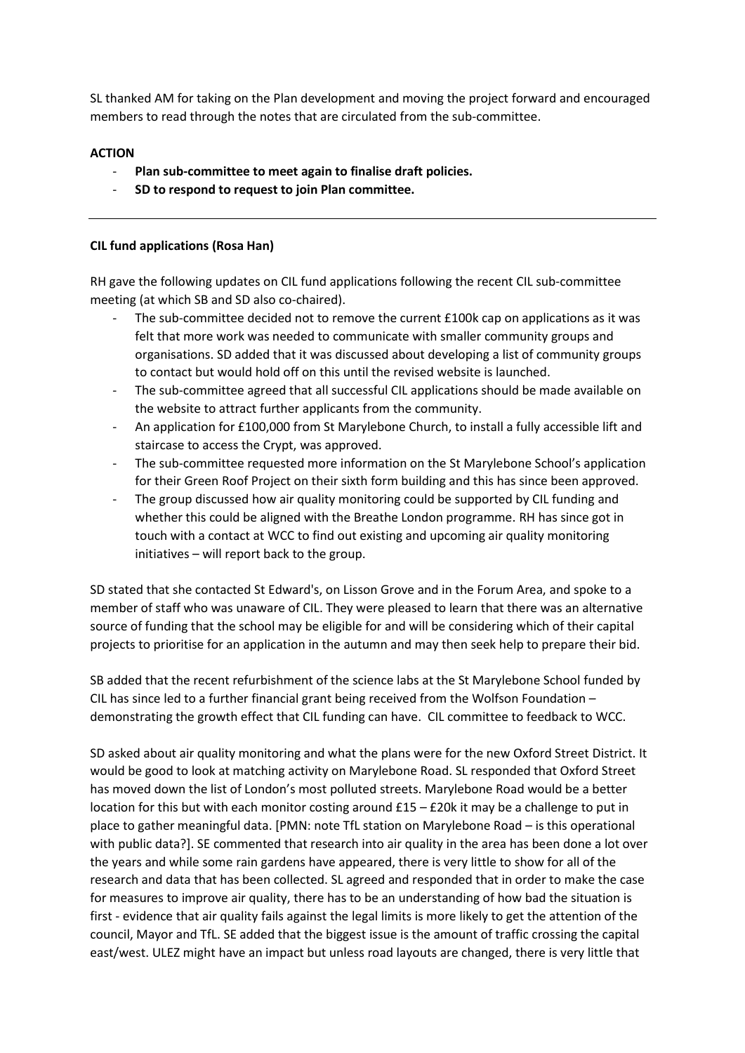SL thanked AM for taking on the Plan development and moving the project forward and encouraged members to read through the notes that are circulated from the sub-committee.

**ACTION**

- **Plan sub-committee to meet again to finalise draft policies.**
- **SD to respond to request to join Plan committee.**

---

**CIL fund applications (Rosa Han)**

RH gave the following updates on CIL fund applications following the recent CIL sub-committee meeting (at which SB and SD also co-chaired).

- The sub-committee decided not to remove the current £100k cap on applications as it was felt that more work was needed to communicate with smaller community groups and organisations. SD added that it was discussed about developing a list of community groups to contact but would hold off on this until the revised website is launched.
- The sub-committee agreed that all successful CIL applications should be made available on the website to attract further applicants from the community.
- An application for £100,000 from St Marylebone Church, to install a fully accessible lift and staircase to access the Crypt, was approved.
- The sub-committee requested more information on the St Marylebone School's application for their Green Roof Project on their sixth form building and this has since been approved.
- The group discussed how air quality monitoring could be supported by CIL funding and whether this could be aligned with the Breathe London programme. RH has since got in touch with a contact at WCC to find out existing and upcoming air quality monitoring initiatives – will report back to the group.

SD stated that she contacted St Edward's, on Lisson Grove and in the Forum Area, and spoke to a member of staff who was unaware of CIL. They were pleased to learn that there was an alternative source of funding that the school may be eligible for and will be considering which of their capital projects to prioritise for an application in the autumn and may then seek help to prepare their bid.

SB added that the recent refurbishment of the science labs at the St Marylebone School funded by CIL has since led to a further financial grant being received from the Wolfson Foundation – demonstrating the growth effect that CIL funding can have. CIL committee to feedback to WCC.

SD asked about air quality monitoring and what the plans were for the new Oxford Street District. It would be good to look at matching activity on Marylebone Road. SL responded that Oxford Street has moved down the list of London's most polluted streets. Marylebone Road would be a better location for this but with each monitor costing around £15 – £20k it may be a challenge to put in place to gather meaningful data. [PMN: note TfL station on Marylebone Road – is this operational with public data?]. SE commented that research into air quality in the area has been done a lot over the years and while some rain gardens have appeared, there is very little to show for all of the research and data that has been collected. SL agreed and responded that in order to make the case for measures to improve air quality, there has to be an understanding of how bad the situation is first - evidence that air quality fails against the legal limits is more likely to get the attention of the council, Mayor and TfL. SE added that the biggest issue is the amount of traffic crossing the capital east/west. ULEZ might have an impact but unless road layouts are changed, there is very little that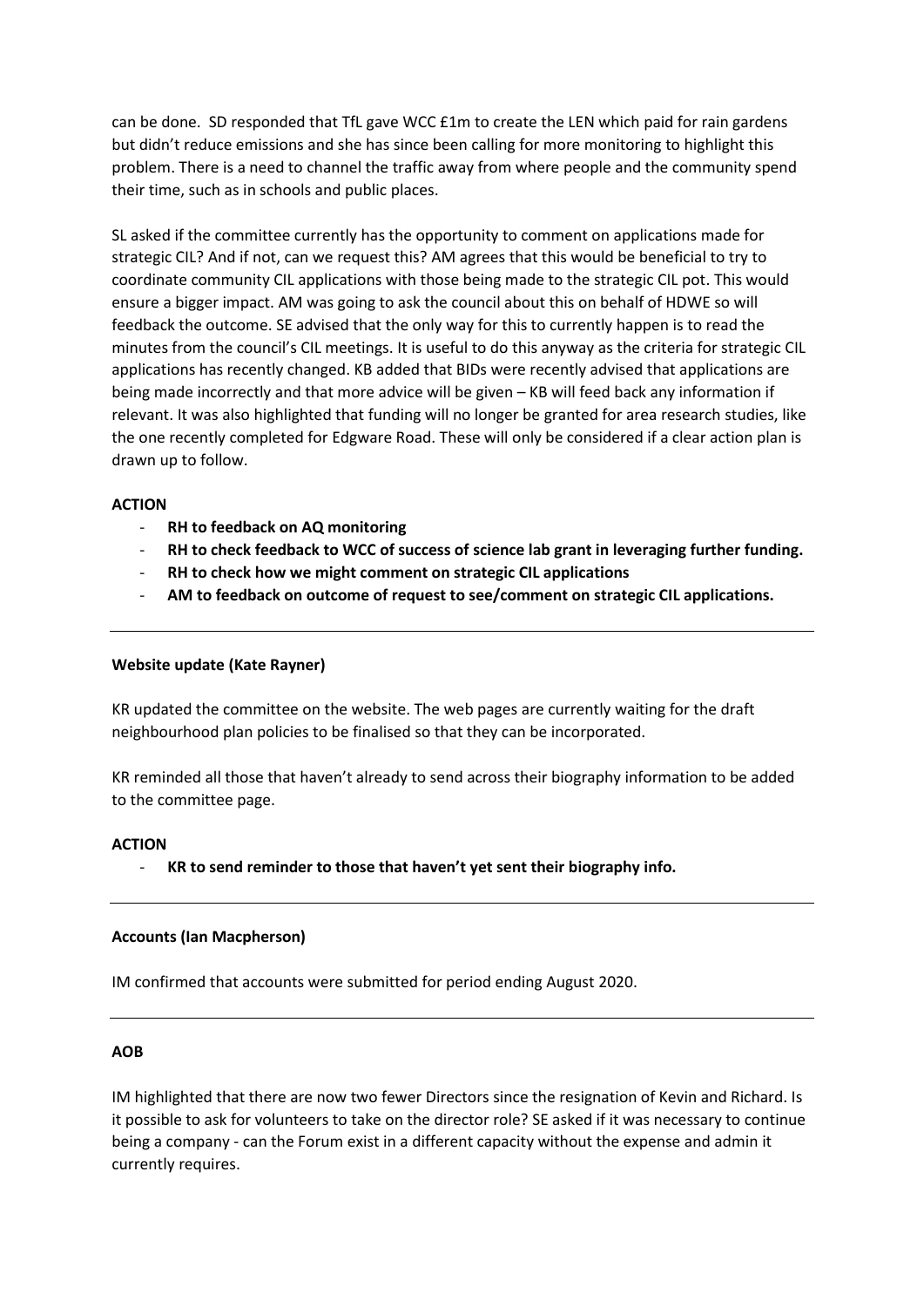can be done. SD responded that TfL gave WCC £1m to create the LEN which paid for rain gardens but didn't reduce emissions and she has since been calling for more monitoring to highlight this problem. There is a need to channel the traffic away from where people and the community spend their time, such as in schools and public places.

SL asked if the committee currently has the opportunity to comment on applications made for strategic CIL? And if not, can we request this? AM agrees that this would be beneficial to try to coordinate community CIL applications with those being made to the strategic CIL pot. This would ensure a bigger impact. AM was going to ask the council about this on behalf of HDWE so will feedback the outcome. SE advised that the only way for this to currently happen is to read the minutes from the council's CIL meetings. It is useful to do this anyway as the criteria for strategic CIL applications has recently changed. KB added that BIDs were recently advised that applications are being made incorrectly and that more advice will be given – KB will feed back any information if relevant. It was also highlighted that funding will no longer be granted for area research studies, like the one recently completed for Edgware Road. These will only be considered if a clear action plan is drawn up to follow.

**ACTION**

- **RH to feedback on AQ monitoring**
- **RH to check feedback to WCC of success of science lab grant in leveraging further funding.**
- **RH to check how we might comment on strategic CIL applications**
- **AM to feedback on outcome of request to see/comment on strategic CIL applications.**

---

**Website update (Kate Rayner)**

KR updated the committee on the website. The web pages are currently waiting for the draft neighbourhood plan policies to be finalised so that they can be incorporated.

KR reminded all those that haven't already to send across their biography information to be added to the committee page.

**ACTION**

- **KR to send reminder to those that haven't yet sent their biography info.**

---

**Accounts (Ian Macpherson)**

IM confirmed that accounts were submitted for period ending August 2020.

---

**AOB**

IM highlighted that there are now two fewer Directors since the resignation of Kevin and Richard. Is it possible to ask for volunteers to take on the director role? SE asked if it was necessary to continue being a company - can the Forum exist in a different capacity without the expense and admin it currently requires.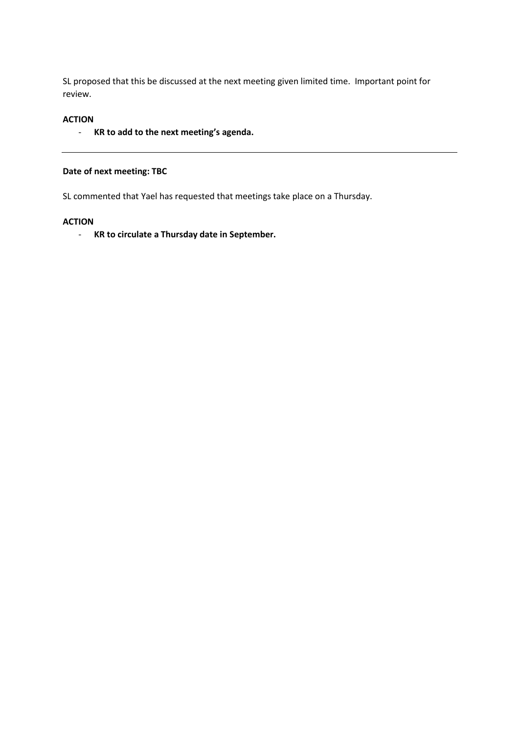SL proposed that this be discussed at the next meeting given limited time. Important point for review.

**ACTION**

- **KR to add to the next meeting's agenda.**

---

**Date of next meeting: TBC**

SL commented that Yael has requested that meetings take place on a Thursday.

**ACTION**

- **KR to circulate a Thursday date in September.**